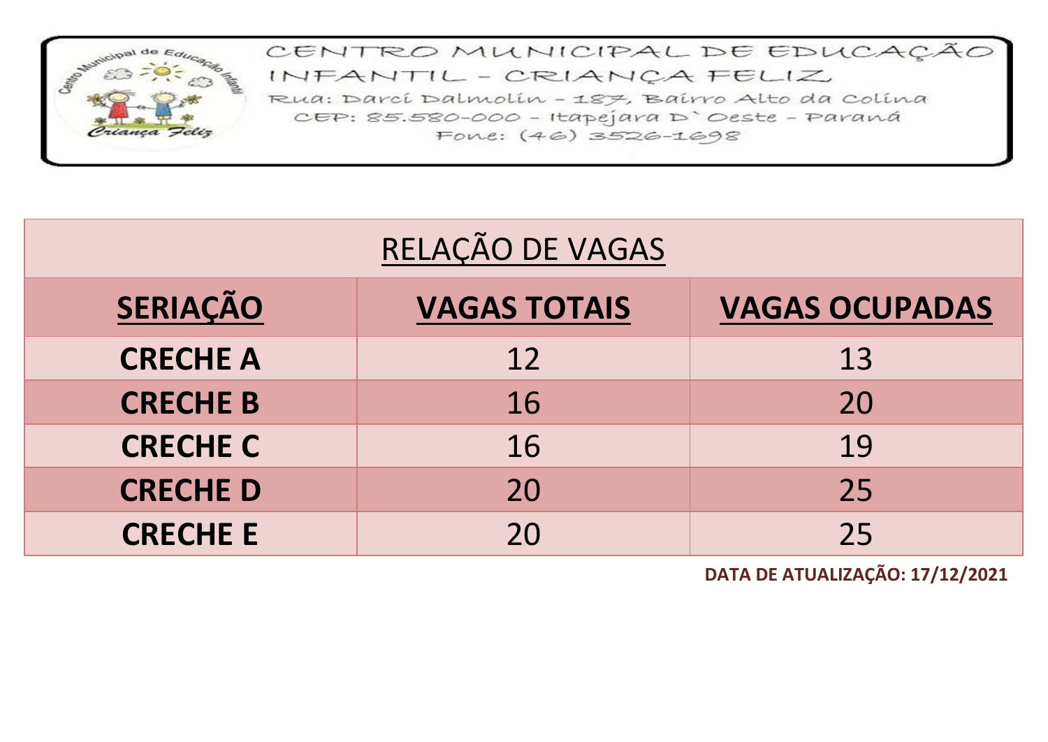CENTRO MUNICIPAL DE EDUCAÇÃO INFANTIL - CRIANÇA FELIZ

Rua: Darci Dalmolin - 187, Bairro Alto da Colina

CEP: 85.580-000 - Itapejara D`Oeste - Paraná

Fone: (46) 3526-1698

| RELAÇÃO DE VAGAS | | |
|---|---|---|
| **SERIAÇÃO** | **VAGAS TOTAIS** | **VAGAS OCUPADAS** |
| **CRECHE A** | 12 | 13 |
| **CRECHE B** | 16 | 20 |
| **CRECHE C** | 16 | 19 |
| **CRECHE D** | 20 | 25 |
| **CRECHE E** | 20 | 25 |

**DATA DE ATUALIZAÇÃO: 17/12/2021**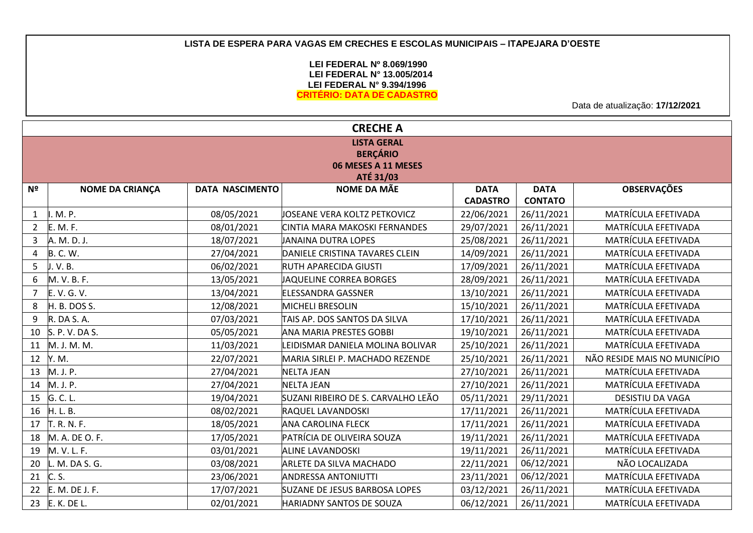**LISTA DE ESPERA PARA VAGAS EM CRECHES E ESCOLAS MUNICIPAIS – ITAPEJARA D'OESTE**

**LEI FEDERAL Nº 8.069/1990**
**LEI FEDERAL N° 13.005/2014**
**LEI FEDERAL N° 9.394/1996**
**CRITÉRIO: DATA DE CADASTRO**

Data de atualização: **17/12/2021**

## CRECHE A

**LISTA GERAL**
**BERÇÁRIO**
**06 MESES A 11 MESES**
**ATÉ 31/03**

| Nº | NOME DA CRIANÇA | DATA NASCIMENTO | NOME DA MÃE | DATA CADASTRO | DATA CONTATO | OBSERVAÇÕES |
|---|---|---|---|---|---|---|
| 1 | I. M. P. | 08/05/2021 | JOSEANE VERA KOLTZ PETKOVICZ | 22/06/2021 | 26/11/2021 | MATRÍCULA EFETIVADA |
| 2 | E. M. F. | 08/01/2021 | CINTIA MARA MAKOSKI FERNANDES | 29/07/2021 | 26/11/2021 | MATRÍCULA EFETIVADA |
| 3 | A. M. D. J. | 18/07/2021 | JANAINA DUTRA LOPES | 25/08/2021 | 26/11/2021 | MATRÍCULA EFETIVADA |
| 4 | B. C. W. | 27/04/2021 | DANIELE CRISTINA TAVARES CLEIN | 14/09/2021 | 26/11/2021 | MATRÍCULA EFETIVADA |
| 5 | J. V. B. | 06/02/2021 | RUTH APARECIDA GIUSTI | 17/09/2021 | 26/11/2021 | MATRÍCULA EFETIVADA |
| 6 | M. V. B. F. | 13/05/2021 | JAQUELINE CORREA BORGES | 28/09/2021 | 26/11/2021 | MATRÍCULA EFETIVADA |
| 7 | E. V. G. V. | 13/04/2021 | ELESSANDRA GASSNER | 13/10/2021 | 26/11/2021 | MATRÍCULA EFETIVADA |
| 8 | H. B. DOS S. | 12/08/2021 | MICHELI BRESOLIN | 15/10/2021 | 26/11/2021 | MATRÍCULA EFETIVADA |
| 9 | R. DA S. A. | 07/03/2021 | TAIS AP. DOS SANTOS DA SILVA | 17/10/2021 | 26/11/2021 | MATRÍCULA EFETIVADA |
| 10 | S. P. V. DA S. | 05/05/2021 | ANA MARIA PRESTES GOBBI | 19/10/2021 | 26/11/2021 | MATRÍCULA EFETIVADA |
| 11 | M. J. M. M. | 11/03/2021 | LEIDISMAR DANIELA MOLINA BOLIVAR | 25/10/2021 | 26/11/2021 | MATRÍCULA EFETIVADA |
| 12 | Y. M. | 22/07/2021 | MARIA SIRLEI P. MACHADO REZENDE | 25/10/2021 | 26/11/2021 | NÃO RESIDE MAIS NO MUNICÍPIO |
| 13 | M. J. P. | 27/04/2021 | NELTA JEAN | 27/10/2021 | 26/11/2021 | MATRÍCULA EFETIVADA |
| 14 | M. J. P. | 27/04/2021 | NELTA JEAN | 27/10/2021 | 26/11/2021 | MATRÍCULA EFETIVADA |
| 15 | G. C. L. | 19/04/2021 | SUZANI RIBEIRO DE S. CARVALHO LEÃO | 05/11/2021 | 29/11/2021 | DESISTIU DA VAGA |
| 16 | H. L. B. | 08/02/2021 | RAQUEL LAVANDOSKI | 17/11/2021 | 26/11/2021 | MATRÍCULA EFETIVADA |
| 17 | T. R. N. F. | 18/05/2021 | ANA CAROLINA FLECK | 17/11/2021 | 26/11/2021 | MATRÍCULA EFETIVADA |
| 18 | M. A. DE O. F. | 17/05/2021 | PATRÍCIA DE OLIVEIRA SOUZA | 19/11/2021 | 26/11/2021 | MATRÍCULA EFETIVADA |
| 19 | M. V. L. F. | 03/01/2021 | ALINE LAVANDOSKI | 19/11/2021 | 26/11/2021 | MATRÍCULA EFETIVADA |
| 20 | L. M. DA S. G. | 03/08/2021 | ARLETE DA SILVA MACHADO | 22/11/2021 | 06/12/2021 | NÃO LOCALIZADA |
| 21 | C. S. | 23/06/2021 | ANDRESSA ANTONIUTTI | 23/11/2021 | 06/12/2021 | MATRÍCULA EFETIVADA |
| 22 | E. M. DE J. F. | 17/07/2021 | SUZANE DE JESUS BARBOSA LOPES | 03/12/2021 | 26/11/2021 | MATRÍCULA EFETIVADA |
| 23 | E. K. DE L. | 02/01/2021 | HARIADNY SANTOS DE SOUZA | 06/12/2021 | 26/11/2021 | MATRÍCULA EFETIVADA |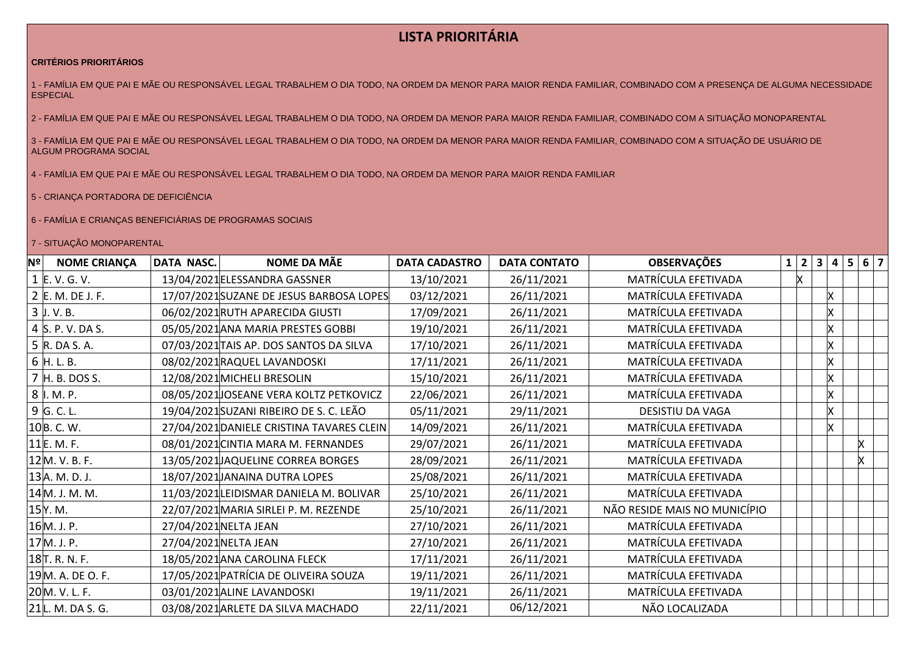# LISTA PRIORITÁRIA

**CRITÉRIOS PRIORITÁRIOS**

1 - FAMÍLIA EM QUE PAI E MÃE OU RESPONSÁVEL LEGAL TRABALHEM O DIA TODO, NA ORDEM DA MENOR PARA MAIOR RENDA FAMILIAR, COMBINADO COM A PRESENÇA DE ALGUMA NECESSIDADE ESPECIAL

2 - FAMÍLIA EM QUE PAI E MÃE OU RESPONSÁVEL LEGAL TRABALHEM O DIA TODO, NA ORDEM DA MENOR PARA MAIOR RENDA FAMILIAR, COMBINADO COM A SITUAÇÃO MONOPARENTAL

3 - FAMÍLIA EM QUE PAI E MÃE OU RESPONSÁVEL LEGAL TRABALHEM O DIA TODO, NA ORDEM DA MENOR PARA MAIOR RENDA FAMILIAR, COMBINADO COM A SITUAÇÃO DE USUÁRIO DE ALGUM PROGRAMA SOCIAL

4 - FAMÍLIA EM QUE PAI E MÃE OU RESPONSÁVEL LEGAL TRABALHEM O DIA TODO, NA ORDEM DA MENOR PARA MAIOR RENDA FAMILIAR

5 - CRIANÇA PORTADORA DE DEFICIÊNCIA

6 - FAMÍLIA E CRIANÇAS BENEFICIÁRIAS DE PROGRAMAS SOCIAIS

7 - SITUAÇÃO MONOPARENTAL

| Nº | NOME CRIANÇA | DATA NASC. | NOME DA MÃE | DATA CADASTRO | DATA CONTATO | OBSERVAÇÕES | 1 | 2 | 3 | 4 | 5 | 6 | 7 |
|---|---|---|---|---|---|---|---|---|---|---|---|---|---|
| 1 | E. V. G. V. | 13/04/2021 | ELESSANDRA GASSNER | 13/10/2021 | 26/11/2021 | MATRÍCULA EFETIVADA | | X | | | | | |
| 2 | E. M. DE J. F. | 17/07/2021 | SUZANE DE JESUS BARBOSA LOPES | 03/12/2021 | 26/11/2021 | MATRÍCULA EFETIVADA | | | | X | | | |
| 3 | J. V. B. | 06/02/2021 | RUTH APARECIDA GIUSTI | 17/09/2021 | 26/11/2021 | MATRÍCULA EFETIVADA | | | | X | | | |
| 4 | S. P. V. DA S. | 05/05/2021 | ANA MARIA PRESTES GOBBI | 19/10/2021 | 26/11/2021 | MATRÍCULA EFETIVADA | | | | X | | | |
| 5 | R. DA S. A. | 07/03/2021 | TAIS AP. DOS SANTOS DA SILVA | 17/10/2021 | 26/11/2021 | MATRÍCULA EFETIVADA | | | | X | | | |
| 6 | H. L. B. | 08/02/2021 | RAQUEL LAVANDOSKI | 17/11/2021 | 26/11/2021 | MATRÍCULA EFETIVADA | | | | X | | | |
| 7 | H. B. DOS S. | 12/08/2021 | MICHELI BRESOLIN | 15/10/2021 | 26/11/2021 | MATRÍCULA EFETIVADA | | | | X | | | |
| 8 | I. M. P. | 08/05/2021 | JOSEANE VERA KOLTZ PETKOVICZ | 22/06/2021 | 26/11/2021 | MATRÍCULA EFETIVADA | | | | X | | | |
| 9 | G. C. L. | 19/04/2021 | SUZANI RIBEIRO DE S. C. LEÃO | 05/11/2021 | 29/11/2021 | DESISTIU DA VAGA | | | | X | | | |
| 10 | B. C. W. | 27/04/2021 | DANIELE CRISTINA TAVARES CLEIN | 14/09/2021 | 26/11/2021 | MATRÍCULA EFETIVADA | | | | X | | | |
| 11 | E. M. F. | 08/01/2021 | CINTIA MARA M. FERNANDES | 29/07/2021 | 26/11/2021 | MATRÍCULA EFETIVADA | | | | | | X | |
| 12 | M. V. B. F. | 13/05/2021 | JAQUELINE CORREA BORGES | 28/09/2021 | 26/11/2021 | MATRÍCULA EFETIVADA | | | | | | X | |
| 13 | A. M. D. J. | 18/07/2021 | JANAINA DUTRA LOPES | 25/08/2021 | 26/11/2021 | MATRÍCULA EFETIVADA | | | | | | | |
| 14 | M. J. M. M. | 11/03/2021 | LEIDISMAR DANIELA M. BOLIVAR | 25/10/2021 | 26/11/2021 | MATRÍCULA EFETIVADA | | | | | | | |
| 15 | Y. M. | 22/07/2021 | MARIA SIRLEI P. M. REZENDE | 25/10/2021 | 26/11/2021 | NÃO RESIDE MAIS NO MUNICÍPIO | | | | | | | |
| 16 | M. J. P. | 27/04/2021 | NELTA JEAN | 27/10/2021 | 26/11/2021 | MATRÍCULA EFETIVADA | | | | | | | |
| 17 | M. J. P. | 27/04/2021 | NELTA JEAN | 27/10/2021 | 26/11/2021 | MATRÍCULA EFETIVADA | | | | | | | |
| 18 | T. R. N. F. | 18/05/2021 | ANA CAROLINA FLECK | 17/11/2021 | 26/11/2021 | MATRÍCULA EFETIVADA | | | | | | | |
| 19 | M. A. DE O. F. | 17/05/2021 | PATRÍCIA DE OLIVEIRA SOUZA | 19/11/2021 | 26/11/2021 | MATRÍCULA EFETIVADA | | | | | | | |
| 20 | M. V. L. F. | 03/01/2021 | ALINE LAVANDOSKI | 19/11/2021 | 26/11/2021 | MATRÍCULA EFETIVADA | | | | | | | |
| 21 | L. M. DA S. G. | 03/08/2021 | ARLETE DA SILVA MACHADO | 22/11/2021 | 06/12/2021 | NÃO LOCALIZADA | | | | | | | |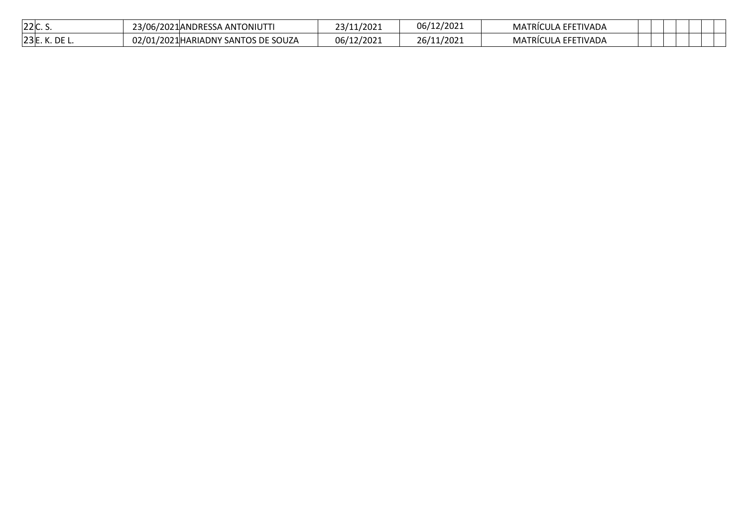| | | | | | | | | | | | | | |
|---|---|---|---|---|---|---|---|---|---|---|---|---|---|
| 22 | C. S. | 23/06/2021 | ANDRESSA ANTONIUTTI | 23/11/2021 | 06/12/2021 | MATRÍCULA EFETIVADA | | | | | | | |
| 23 | E. K. DE L. | 02/01/2021 | HARIADNY SANTOS DE SOUZA | 06/12/2021 | 26/11/2021 | MATRÍCULA EFETIVADA | | | | | | | |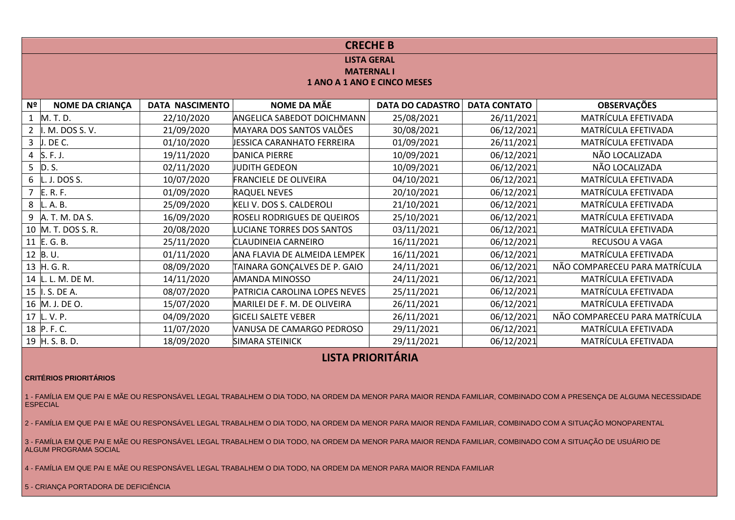# CRECHE B

## LISTA GERAL

### MATERNAL I

### 1 ANO A 1 ANO E CINCO MESES

| Nº | NOME DA CRIANÇA | DATA NASCIMENTO | NOME DA MÃE | DATA DO CADASTRO | DATA CONTATO | OBSERVAÇÕES |
|---|---|---|---|---|---|---|
| 1 | M. T. D. | 22/10/2020 | ANGELICA SABEDOT DOICHMANN | 25/08/2021 | 26/11/2021 | MATRÍCULA EFETIVADA |
| 2 | I. M. DOS S. V. | 21/09/2020 | MAYARA DOS SANTOS VALÕES | 30/08/2021 | 06/12/2021 | MATRÍCULA EFETIVADA |
| 3 | J. DE C. | 01/10/2020 | JESSICA CARANHATO FERREIRA | 01/09/2021 | 26/11/2021 | MATRÍCULA EFETIVADA |
| 4 | S. F. J. | 19/11/2020 | DANICA PIERRE | 10/09/2021 | 06/12/2021 | NÃO LOCALIZADA |
| 5 | D. S. | 02/11/2020 | JUDITH GEDEON | 10/09/2021 | 06/12/2021 | NÃO LOCALIZADA |
| 6 | L. J. DOS S. | 10/07/2020 | FRANCIELE DE OLIVEIRA | 04/10/2021 | 06/12/2021 | MATRÍCULA EFETIVADA |
| 7 | E. R. F. | 01/09/2020 | RAQUEL NEVES | 20/10/2021 | 06/12/2021 | MATRÍCULA EFETIVADA |
| 8 | L. A. B. | 25/09/2020 | KELI V. DOS S. CALDEROLI | 21/10/2021 | 06/12/2021 | MATRÍCULA EFETIVADA |
| 9 | A. T. M. DA S. | 16/09/2020 | ROSELI RODRIGUES DE QUEIROS | 25/10/2021 | 06/12/2021 | MATRÍCULA EFETIVADA |
| 10 | M. T. DOS S. R. | 20/08/2020 | LUCIANE TORRES DOS SANTOS | 03/11/2021 | 06/12/2021 | MATRÍCULA EFETIVADA |
| 11 | E. G. B. | 25/11/2020 | CLAUDINEIA CARNEIRO | 16/11/2021 | 06/12/2021 | RECUSOU A VAGA |
| 12 | B. U. | 01/11/2020 | ANA FLAVIA DE ALMEIDA LEMPEK | 16/11/2021 | 06/12/2021 | MATRÍCULA EFETIVADA |
| 13 | H. G. R. | 08/09/2020 | TAINARA GONÇALVES DE P. GAIO | 24/11/2021 | 06/12/2021 | NÃO COMPARECEU PARA MATRÍCULA |
| 14 | L. L. M. DE M. | 14/11/2020 | AMANDA MINOSSO | 24/11/2021 | 06/12/2021 | MATRÍCULA EFETIVADA |
| 15 | I. S. DE A. | 08/07/2020 | PATRICIA CAROLINA LOPES NEVES | 25/11/2021 | 06/12/2021 | MATRÍCULA EFETIVADA |
| 16 | M. J. DE O. | 15/07/2020 | MARILEI DE F. M. DE OLIVEIRA | 26/11/2021 | 06/12/2021 | MATRÍCULA EFETIVADA |
| 17 | L. V. P. | 04/09/2020 | GICELI SALETE VEBER | 26/11/2021 | 06/12/2021 | NÃO COMPARECEU PARA MATRÍCULA |
| 18 | P. F. C. | 11/07/2020 | VANUSA DE CAMARGO PEDROSO | 29/11/2021 | 06/12/2021 | MATRÍCULA EFETIVADA |
| 19 | H. S. B. D. | 18/09/2020 | SIMARA STEINICK | 29/11/2021 | 06/12/2021 | MATRÍCULA EFETIVADA |

## LISTA PRIORITÁRIA

**CRITÉRIOS PRIORITÁRIOS**

1 - FAMÍLIA EM QUE PAI E MÃE OU RESPONSÁVEL LEGAL TRABALHEM O DIA TODO, NA ORDEM DA MENOR PARA MAIOR RENDA FAMILIAR, COMBINADO COM A PRESENÇA DE ALGUMA NECESSIDADE ESPECIAL

2 - FAMÍLIA EM QUE PAI E MÃE OU RESPONSÁVEL LEGAL TRABALHEM O DIA TODO, NA ORDEM DA MENOR PARA MAIOR RENDA FAMILIAR, COMBINADO COM A SITUAÇÃO MONOPARENTAL

3 - FAMÍLIA EM QUE PAI E MÃE OU RESPONSÁVEL LEGAL TRABALHEM O DIA TODO, NA ORDEM DA MENOR PARA MAIOR RENDA FAMILIAR, COMBINADO COM A SITUAÇÃO DE USUÁRIO DE ALGUM PROGRAMA SOCIAL

4 - FAMÍLIA EM QUE PAI E MÃE OU RESPONSÁVEL LEGAL TRABALHEM O DIA TODO, NA ORDEM DA MENOR PARA MAIOR RENDA FAMILIAR

5 - CRIANÇA PORTADORA DE DEFICIÊNCIA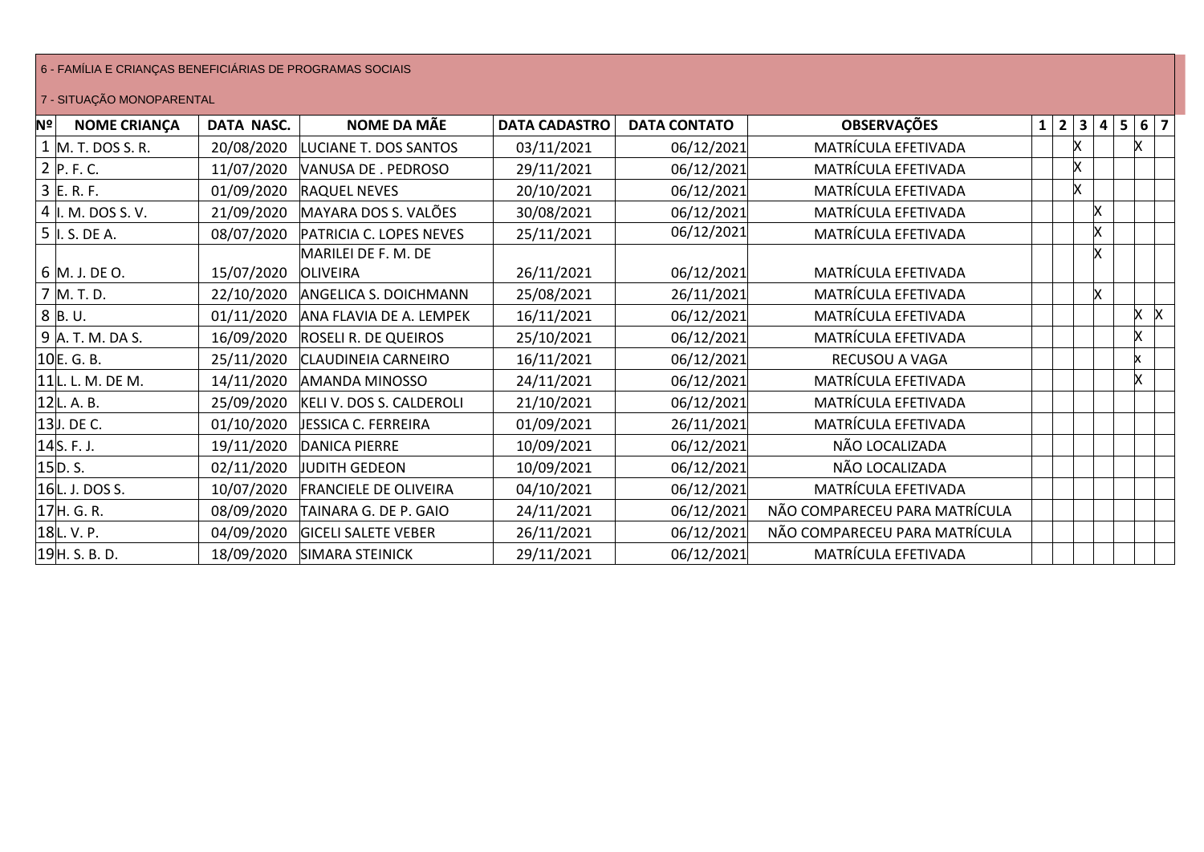6 - FAMÍLIA E CRIANÇAS BENEFICIÁRIAS DE PROGRAMAS SOCIAIS

7 - SITUAÇÃO MONOPARENTAL

| Nº | NOME CRIANÇA | DATA NASC. | NOME DA MÃE | DATA CADASTRO | DATA CONTATO | OBSERVAÇÕES | 1 | 2 | 3 | 4 | 5 | 6 | 7 |
|---|---|---|---|---|---|---|---|---|---|---|---|---|---|
| 1 | M. T. DOS S. R. | 20/08/2020 | LUCIANE T. DOS SANTOS | 03/11/2021 | 06/12/2021 | MATRÍCULA EFETIVADA | | | X | | | X | |
| 2 | P. F. C. | 11/07/2020 | VANUSA DE . PEDROSO | 29/11/2021 | 06/12/2021 | MATRÍCULA EFETIVADA | | | X | | | | |
| 3 | E. R. F. | 01/09/2020 | RAQUEL NEVES | 20/10/2021 | 06/12/2021 | MATRÍCULA EFETIVADA | | | X | | | | |
| 4 | I. M. DOS S. V. | 21/09/2020 | MAYARA DOS S. VALÕES | 30/08/2021 | 06/12/2021 | MATRÍCULA EFETIVADA | | | | X | | | |
| 5 | I. S. DE A. | 08/07/2020 | PATRICIA C. LOPES NEVES | 25/11/2021 | 06/12/2021 | MATRÍCULA EFETIVADA | | | | X | | | |
| 6 | M. J. DE O. | 15/07/2020 | MARILEI DE F. M. DE OLIVEIRA | 26/11/2021 | 06/12/2021 | MATRÍCULA EFETIVADA | | | | X | | | |
| 7 | M. T. D. | 22/10/2020 | ANGELICA S. DOICHMANN | 25/08/2021 | 26/11/2021 | MATRÍCULA EFETIVADA | | | | X | | | |
| 8 | B. U. | 01/11/2020 | ANA FLAVIA DE A. LEMPEK | 16/11/2021 | 06/12/2021 | MATRÍCULA EFETIVADA | | | | | | X | X |
| 9 | A. T. M. DA S. | 16/09/2020 | ROSELI R. DE QUEIROS | 25/10/2021 | 06/12/2021 | MATRÍCULA EFETIVADA | | | | | | X | |
| 10 | E. G. B. | 25/11/2020 | CLAUDINEIA CARNEIRO | 16/11/2021 | 06/12/2021 | RECUSOU A VAGA | | | | | | x | |
| 11 | L. L. M. DE M. | 14/11/2020 | AMANDA MINOSSO | 24/11/2021 | 06/12/2021 | MATRÍCULA EFETIVADA | | | | | | X | |
| 12 | L. A. B. | 25/09/2020 | KELI V. DOS S. CALDEROLI | 21/10/2021 | 06/12/2021 | MATRÍCULA EFETIVADA | | | | | | | |
| 13 | J. DE C. | 01/10/2020 | JESSICA C. FERREIRA | 01/09/2021 | 26/11/2021 | MATRÍCULA EFETIVADA | | | | | | | |
| 14 | S. F. J. | 19/11/2020 | DANICA PIERRE | 10/09/2021 | 06/12/2021 | NÃO LOCALIZADA | | | | | | | |
| 15 | D. S. | 02/11/2020 | JUDITH GEDEON | 10/09/2021 | 06/12/2021 | NÃO LOCALIZADA | | | | | | | |
| 16 | L. J. DOS S. | 10/07/2020 | FRANCIELE DE OLIVEIRA | 04/10/2021 | 06/12/2021 | MATRÍCULA EFETIVADA | | | | | | | |
| 17 | H. G. R. | 08/09/2020 | TAINARA G. DE P. GAIO | 24/11/2021 | 06/12/2021 | NÃO COMPARECEU PARA MATRÍCULA | | | | | | | |
| 18 | L. V. P. | 04/09/2020 | GICELI SALETE VEBER | 26/11/2021 | 06/12/2021 | NÃO COMPARECEU PARA MATRÍCULA | | | | | | | |
| 19 | H. S. B. D. | 18/09/2020 | SIMARA STEINICK | 29/11/2021 | 06/12/2021 | MATRÍCULA EFETIVADA | | | | | | | |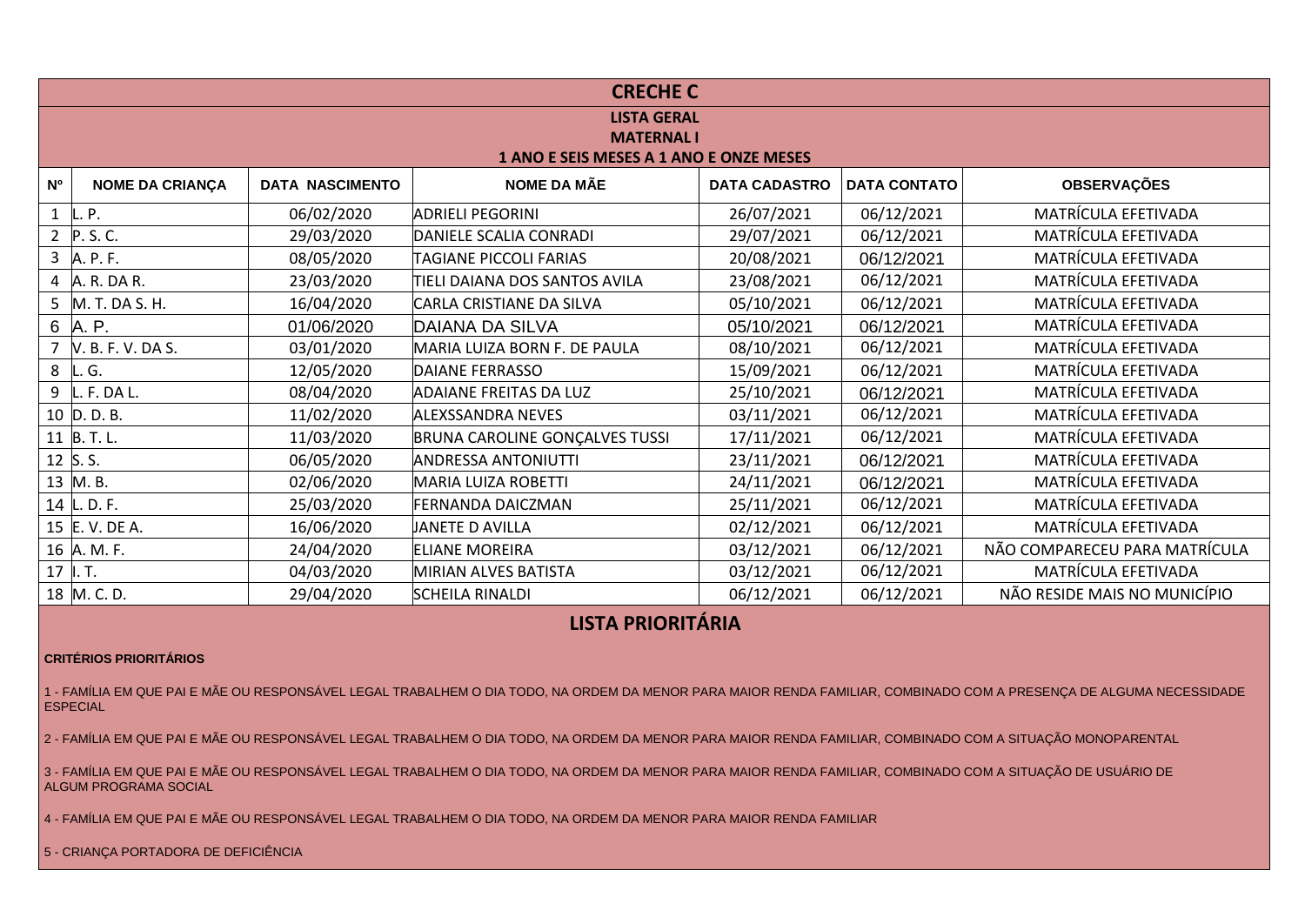# CRECHE C

## LISTA GERAL

## MATERNAL I

### 1 ANO E SEIS MESES A 1 ANO E ONZE MESES

| Nº | NOME DA CRIANÇA | DATA NASCIMENTO | NOME DA MÃE | DATA CADASTRO | DATA CONTATO | OBSERVAÇÕES |
|---|---|---|---|---|---|---|
| 1 | L. P. | 06/02/2020 | ADRIELI PEGORINI | 26/07/2021 | 06/12/2021 | MATRÍCULA EFETIVADA |
| 2 | P. S. C. | 29/03/2020 | DANIELE SCALIA CONRADI | 29/07/2021 | 06/12/2021 | MATRÍCULA EFETIVADA |
| 3 | A. P. F. | 08/05/2020 | TAGIANE PICCOLI FARIAS | 20/08/2021 | 06/12/2021 | MATRÍCULA EFETIVADA |
| 4 | A. R. DA R. | 23/03/2020 | TIELI DAIANA DOS SANTOS AVILA | 23/08/2021 | 06/12/2021 | MATRÍCULA EFETIVADA |
| 5 | M. T. DA S. H. | 16/04/2020 | CARLA CRISTIANE DA SILVA | 05/10/2021 | 06/12/2021 | MATRÍCULA EFETIVADA |
| 6 | A. P. | 01/06/2020 | DAIANA DA SILVA | 05/10/2021 | 06/12/2021 | MATRÍCULA EFETIVADA |
| 7 | V. B. F. V. DA S. | 03/01/2020 | MARIA LUIZA BORN F. DE PAULA | 08/10/2021 | 06/12/2021 | MATRÍCULA EFETIVADA |
| 8 | L. G. | 12/05/2020 | DAIANE FERRASSO | 15/09/2021 | 06/12/2021 | MATRÍCULA EFETIVADA |
| 9 | L. F. DA L. | 08/04/2020 | ADAIANE FREITAS DA LUZ | 25/10/2021 | 06/12/2021 | MATRÍCULA EFETIVADA |
| 10 | D. D. B. | 11/02/2020 | ALEXSSANDRA NEVES | 03/11/2021 | 06/12/2021 | MATRÍCULA EFETIVADA |
| 11 | B. T. L. | 11/03/2020 | BRUNA CAROLINE GONÇALVES TUSSI | 17/11/2021 | 06/12/2021 | MATRÍCULA EFETIVADA |
| 12 | S. S. | 06/05/2020 | ANDRESSA ANTONIUTTI | 23/11/2021 | 06/12/2021 | MATRÍCULA EFETIVADA |
| 13 | M. B. | 02/06/2020 | MARIA LUIZA ROBETTI | 24/11/2021 | 06/12/2021 | MATRÍCULA EFETIVADA |
| 14 | L. D. F. | 25/03/2020 | FERNANDA DAICZMAN | 25/11/2021 | 06/12/2021 | MATRÍCULA EFETIVADA |
| 15 | E. V. DE A. | 16/06/2020 | JANETE D AVILLA | 02/12/2021 | 06/12/2021 | MATRÍCULA EFETIVADA |
| 16 | A. M. F. | 24/04/2020 | ELIANE MOREIRA | 03/12/2021 | 06/12/2021 | NÃO COMPARECEU PARA MATRÍCULA |
| 17 | I. T. | 04/03/2020 | MIRIAN ALVES BATISTA | 03/12/2021 | 06/12/2021 | MATRÍCULA EFETIVADA |
| 18 | M. C. D. | 29/04/2020 | SCHEILA RINALDI | 06/12/2021 | 06/12/2021 | NÃO RESIDE MAIS NO MUNICÍPIO |

## LISTA PRIORITÁRIA

**CRITÉRIOS PRIORITÁRIOS**

1 - FAMÍLIA EM QUE PAI E MÃE OU RESPONSÁVEL LEGAL TRABALHEM O DIA TODO, NA ORDEM DA MENOR PARA MAIOR RENDA FAMILIAR, COMBINADO COM A PRESENÇA DE ALGUMA NECESSIDADE ESPECIAL

2 - FAMÍLIA EM QUE PAI E MÃE OU RESPONSÁVEL LEGAL TRABALHEM O DIA TODO, NA ORDEM DA MENOR PARA MAIOR RENDA FAMILIAR, COMBINADO COM A SITUAÇÃO MONOPARENTAL

3 - FAMÍLIA EM QUE PAI E MÃE OU RESPONSÁVEL LEGAL TRABALHEM O DIA TODO, NA ORDEM DA MENOR PARA MAIOR RENDA FAMILIAR, COMBINADO COM A SITUAÇÃO DE USUÁRIO DE ALGUM PROGRAMA SOCIAL

4 - FAMÍLIA EM QUE PAI E MÃE OU RESPONSÁVEL LEGAL TRABALHEM O DIA TODO, NA ORDEM DA MENOR PARA MAIOR RENDA FAMILIAR

5 - CRIANÇA PORTADORA DE DEFICIÊNCIA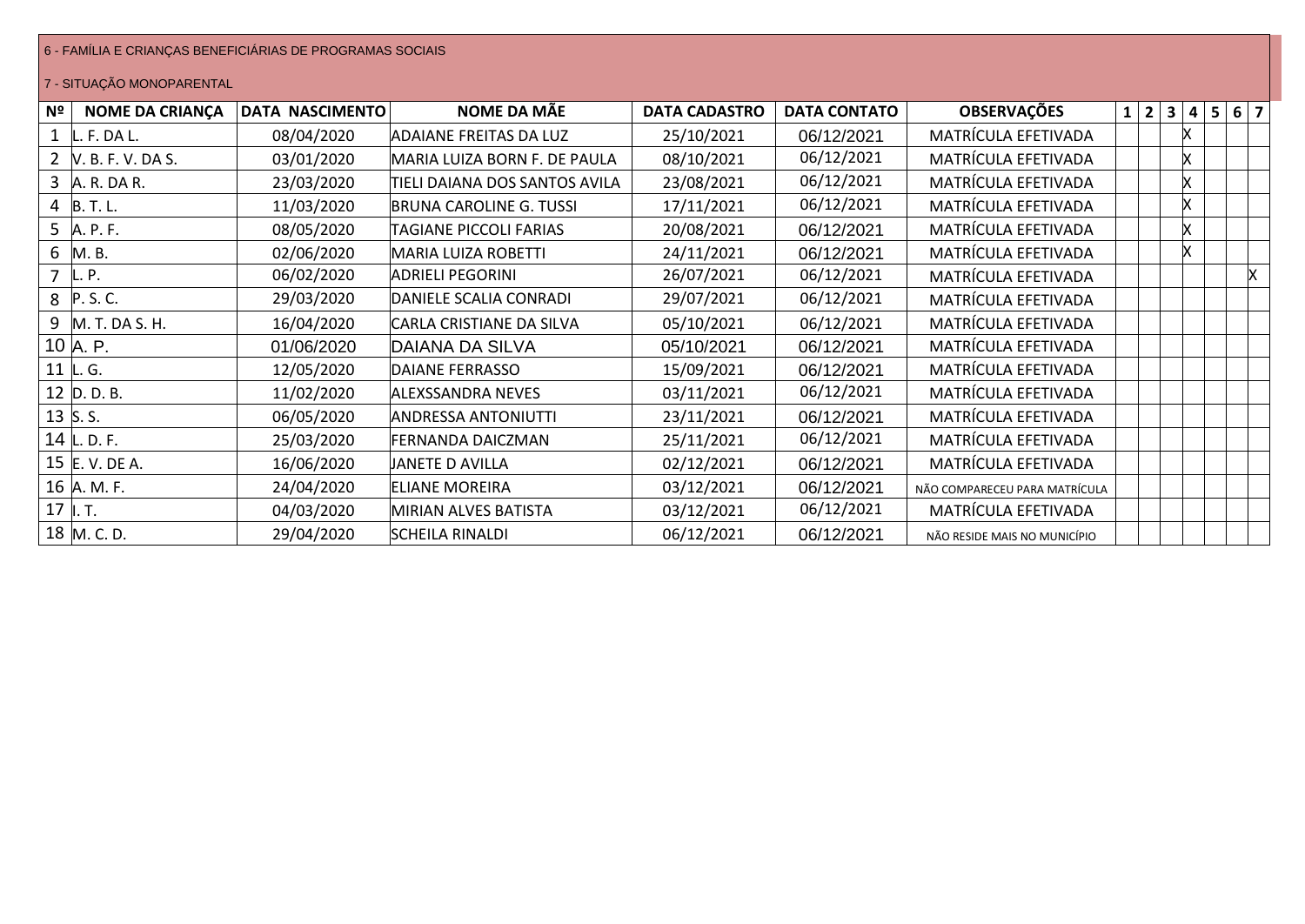6 - FAMÍLIA E CRIANÇAS BENEFICIÁRIAS DE PROGRAMAS SOCIAIS

7 - SITUAÇÃO MONOPARENTAL

| Nº | NOME DA CRIANÇA | DATA NASCIMENTO | NOME DA MÃE | DATA CADASTRO | DATA CONTATO | OBSERVAÇÕES | 1 | 2 | 3 | 4 | 5 | 6 | 7 |
|---|---|---|---|---|---|---|---|---|---|---|---|---|---|
| 1 | L. F. DA L. | 08/04/2020 | ADAIANE FREITAS DA LUZ | 25/10/2021 | 06/12/2021 | MATRÍCULA EFETIVADA | | | | X | | | |
| 2 | V. B. F. V. DA S. | 03/01/2020 | MARIA LUIZA BORN F. DE PAULA | 08/10/2021 | 06/12/2021 | MATRÍCULA EFETIVADA | | | | X | | | |
| 3 | A. R. DA R. | 23/03/2020 | TIELI DAIANA DOS SANTOS AVILA | 23/08/2021 | 06/12/2021 | MATRÍCULA EFETIVADA | | | | X | | | |
| 4 | B. T. L. | 11/03/2020 | BRUNA CAROLINE G. TUSSI | 17/11/2021 | 06/12/2021 | MATRÍCULA EFETIVADA | | | | X | | | |
| 5 | A. P. F. | 08/05/2020 | TAGIANE PICCOLI FARIAS | 20/08/2021 | 06/12/2021 | MATRÍCULA EFETIVADA | | | | X | | | |
| 6 | M. B. | 02/06/2020 | MARIA LUIZA ROBETTI | 24/11/2021 | 06/12/2021 | MATRÍCULA EFETIVADA | | | | X | | | |
| 7 | L. P. | 06/02/2020 | ADRIELI PEGORINI | 26/07/2021 | 06/12/2021 | MATRÍCULA EFETIVADA | | | | | | | X |
| 8 | P. S. C. | 29/03/2020 | DANIELE SCALIA CONRADI | 29/07/2021 | 06/12/2021 | MATRÍCULA EFETIVADA | | | | | | | |
| 9 | M. T. DA S. H. | 16/04/2020 | CARLA CRISTIANE DA SILVA | 05/10/2021 | 06/12/2021 | MATRÍCULA EFETIVADA | | | | | | | |
| 10 | A. P. | 01/06/2020 | DAIANA DA SILVA | 05/10/2021 | 06/12/2021 | MATRÍCULA EFETIVADA | | | | | | | |
| 11 | L. G. | 12/05/2020 | DAIANE FERRASSO | 15/09/2021 | 06/12/2021 | MATRÍCULA EFETIVADA | | | | | | | |
| 12 | D. D. B. | 11/02/2020 | ALEXSSANDRA NEVES | 03/11/2021 | 06/12/2021 | MATRÍCULA EFETIVADA | | | | | | | |
| 13 | S. S. | 06/05/2020 | ANDRESSA ANTONIUTTI | 23/11/2021 | 06/12/2021 | MATRÍCULA EFETIVADA | | | | | | | |
| 14 | L. D. F. | 25/03/2020 | FERNANDA DAICZMAN | 25/11/2021 | 06/12/2021 | MATRÍCULA EFETIVADA | | | | | | | |
| 15 | E. V. DE A. | 16/06/2020 | JANETE D AVILLA | 02/12/2021 | 06/12/2021 | MATRÍCULA EFETIVADA | | | | | | | |
| 16 | A. M. F. | 24/04/2020 | ELIANE MOREIRA | 03/12/2021 | 06/12/2021 | NÃO COMPARECEU PARA MATRÍCULA | | | | | | | |
| 17 | I. T. | 04/03/2020 | MIRIAN ALVES BATISTA | 03/12/2021 | 06/12/2021 | MATRÍCULA EFETIVADA | | | | | | | |
| 18 | M. C. D. | 29/04/2020 | SCHEILA RINALDI | 06/12/2021 | 06/12/2021 | NÃO RESIDE MAIS NO MUNICÍPIO | | | | | | | |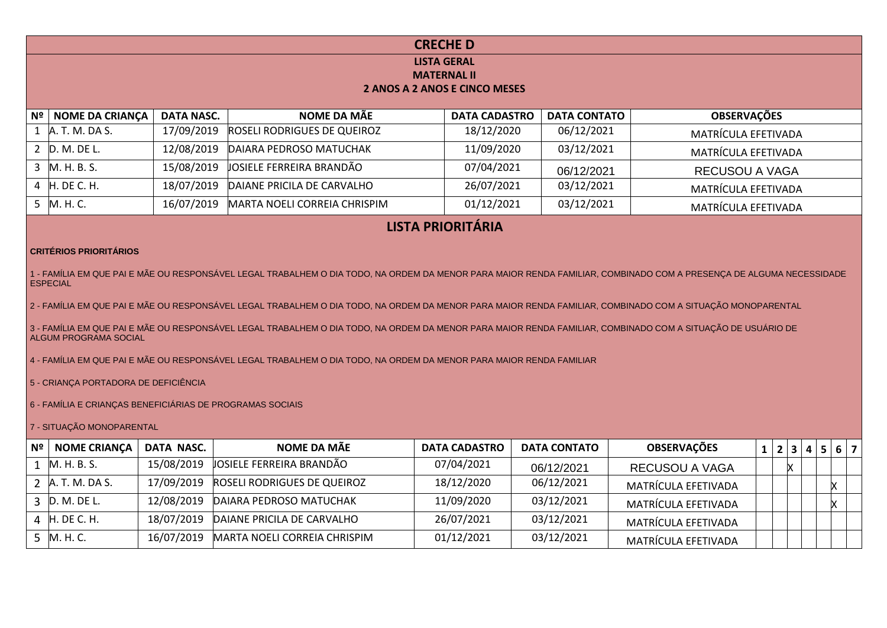# CRECHE D

## LISTA GERAL
## MATERNAL II
## 2 ANOS A 2 ANOS E CINCO MESES

| Nº | NOME DA CRIANÇA | DATA NASC. | NOME DA MÃE | DATA CADASTRO | DATA CONTATO | OBSERVAÇÕES |
|---|---|---|---|---|---|---|
| 1 | A. T. M. DA S. | 17/09/2019 | ROSELI RODRIGUES DE QUEIROZ | 18/12/2020 | 06/12/2021 | MATRÍCULA EFETIVADA |
| 2 | D. M. DE L. | 12/08/2019 | DAIARA PEDROSO MATUCHAK | 11/09/2020 | 03/12/2021 | MATRÍCULA EFETIVADA |
| 3 | M. H. B. S. | 15/08/2019 | JOSIELE FERREIRA BRANDÃO | 07/04/2021 | 06/12/2021 | RECUSOU A VAGA |
| 4 | H. DE C. H. | 18/07/2019 | DAIANE PRICILA DE CARVALHO | 26/07/2021 | 03/12/2021 | MATRÍCULA EFETIVADA |
| 5 | M. H. C. | 16/07/2019 | MARTA NOELI CORREIA CHRISPIM | 01/12/2021 | 03/12/2021 | MATRÍCULA EFETIVADA |

## LISTA PRIORITÁRIA

**CRITÉRIOS PRIORITÁRIOS**

1 - FAMÍLIA EM QUE PAI E MÃE OU RESPONSÁVEL LEGAL TRABALHEM O DIA TODO, NA ORDEM DA MENOR PARA MAIOR RENDA FAMILIAR, COMBINADO COM A PRESENÇA DE ALGUMA NECESSIDADE ESPECIAL

2 - FAMÍLIA EM QUE PAI E MÃE OU RESPONSÁVEL LEGAL TRABALHEM O DIA TODO, NA ORDEM DA MENOR PARA MAIOR RENDA FAMILIAR, COMBINADO COM A SITUAÇÃO MONOPARENTAL

3 - FAMÍLIA EM QUE PAI E MÃE OU RESPONSÁVEL LEGAL TRABALHEM O DIA TODO, NA ORDEM DA MENOR PARA MAIOR RENDA FAMILIAR, COMBINADO COM A SITUAÇÃO DE USUÁRIO DE ALGUM PROGRAMA SOCIAL

4 - FAMÍLIA EM QUE PAI E MÃE OU RESPONSÁVEL LEGAL TRABALHEM O DIA TODO, NA ORDEM DA MENOR PARA MAIOR RENDA FAMILIAR

5 - CRIANÇA PORTADORA DE DEFICIÊNCIA

6 - FAMÍLIA E CRIANÇAS BENEFICIÁRIAS DE PROGRAMAS SOCIAIS

7 - SITUAÇÃO MONOPARENTAL

| Nº | NOME CRIANÇA | DATA NASC. | NOME DA MÃE | DATA CADASTRO | DATA CONTATO | OBSERVAÇÕES | 1 | 2 | 3 | 4 | 5 | 6 | 7 |
|---|---|---|---|---|---|---|---|---|---|---|---|---|---|
| 1 | M. H. B. S. | 15/08/2019 | JOSIELE FERREIRA BRANDÃO | 07/04/2021 | 06/12/2021 | RECUSOU A VAGA | | | X | | | | |
| 2 | A. T. M. DA S. | 17/09/2019 | ROSELI RODRIGUES DE QUEIROZ | 18/12/2020 | 06/12/2021 | MATRÍCULA EFETIVADA | | | | | | X | |
| 3 | D. M. DE L. | 12/08/2019 | DAIARA PEDROSO MATUCHAK | 11/09/2020 | 03/12/2021 | MATRÍCULA EFETIVADA | | | | | | X | |
| 4 | H. DE C. H. | 18/07/2019 | DAIANE PRICILA DE CARVALHO | 26/07/2021 | 03/12/2021 | MATRÍCULA EFETIVADA | | | | | | | |
| 5 | M. H. C. | 16/07/2019 | MARTA NOELI CORREIA CHRISPIM | 01/12/2021 | 03/12/2021 | MATRÍCULA EFETIVADA | | | | | | | |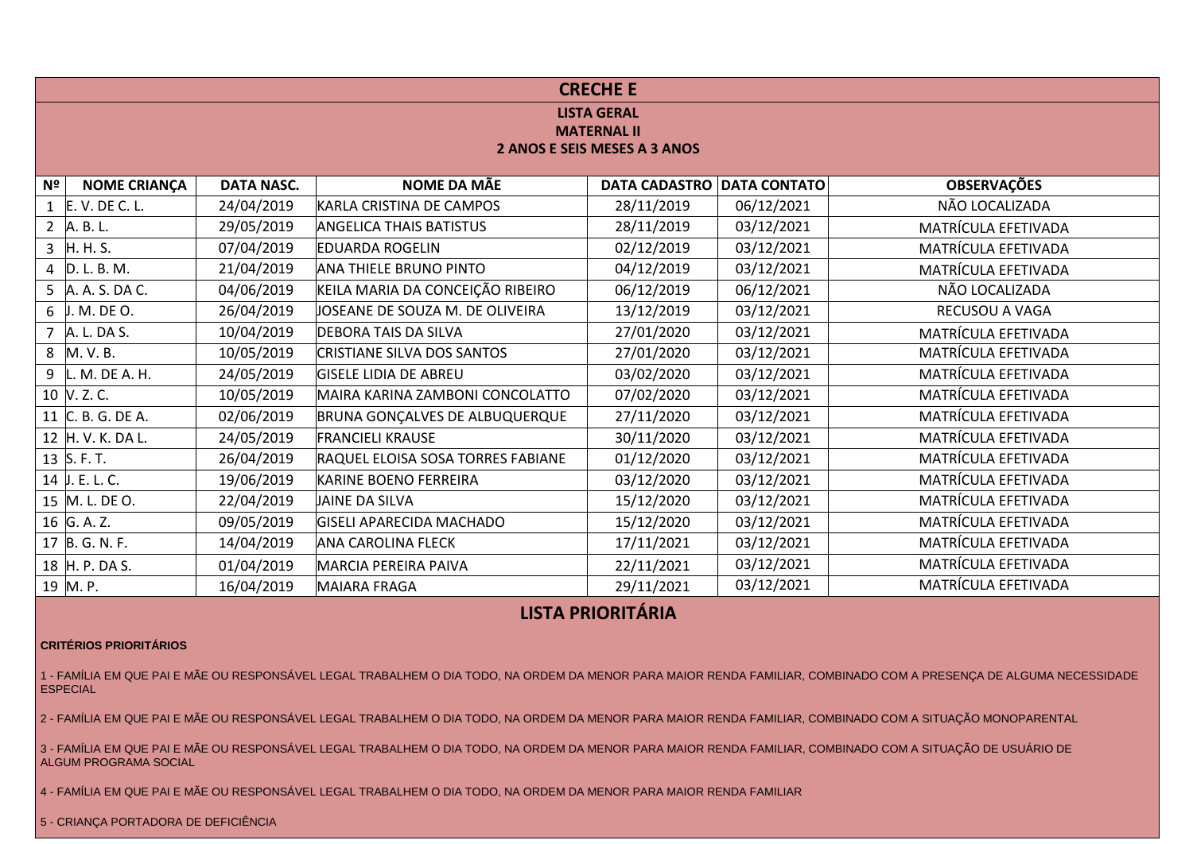# CRECHE E

### LISTA GERAL
### MATERNAL II
### 2 ANOS E SEIS MESES A 3 ANOS

| Nº | NOME CRIANÇA | DATA NASC. | NOME DA MÃE | DATA CADASTRO | DATA CONTATO | OBSERVAÇÕES |
|---|---|---|---|---|---|---|
| 1 | E. V. DE C. L. | 24/04/2019 | KARLA CRISTINA DE CAMPOS | 28/11/2019 | 06/12/2021 | NÃO LOCALIZADA |
| 2 | A. B. L. | 29/05/2019 | ANGELICA THAIS BATISTUS | 28/11/2019 | 03/12/2021 | MATRÍCULA EFETIVADA |
| 3 | H. H. S. | 07/04/2019 | EDUARDA ROGELIN | 02/12/2019 | 03/12/2021 | MATRÍCULA EFETIVADA |
| 4 | D. L. B. M. | 21/04/2019 | ANA THIELE BRUNO PINTO | 04/12/2019 | 03/12/2021 | MATRÍCULA EFETIVADA |
| 5 | A. A. S. DA C. | 04/06/2019 | KEILA MARIA DA CONCEIÇÃO RIBEIRO | 06/12/2019 | 06/12/2021 | NÃO LOCALIZADA |
| 6 | J. M. DE O. | 26/04/2019 | JOSEANE DE SOUZA M. DE OLIVEIRA | 13/12/2019 | 03/12/2021 | RECUSOU A VAGA |
| 7 | A. L. DA S. | 10/04/2019 | DEBORA TAIS DA SILVA | 27/01/2020 | 03/12/2021 | MATRÍCULA EFETIVADA |
| 8 | M. V. B. | 10/05/2019 | CRISTIANE SILVA DOS SANTOS | 27/01/2020 | 03/12/2021 | MATRÍCULA EFETIVADA |
| 9 | L. M. DE A. H. | 24/05/2019 | GISELE LIDIA DE ABREU | 03/02/2020 | 03/12/2021 | MATRÍCULA EFETIVADA |
| 10 | V. Z. C. | 10/05/2019 | MAIRA KARINA ZAMBONI CONCOLATTO | 07/02/2020 | 03/12/2021 | MATRÍCULA EFETIVADA |
| 11 | C. B. G. DE A. | 02/06/2019 | BRUNA GONÇALVES DE ALBUQUERQUE | 27/11/2020 | 03/12/2021 | MATRÍCULA EFETIVADA |
| 12 | H. V. K. DA L. | 24/05/2019 | FRANCIELI KRAUSE | 30/11/2020 | 03/12/2021 | MATRÍCULA EFETIVADA |
| 13 | S. F. T. | 26/04/2019 | RAQUEL ELOISA SOSA TORRES FABIANE | 01/12/2020 | 03/12/2021 | MATRÍCULA EFETIVADA |
| 14 | J. E. L. C. | 19/06/2019 | KARINE BOENO FERREIRA | 03/12/2020 | 03/12/2021 | MATRÍCULA EFETIVADA |
| 15 | M. L. DE O. | 22/04/2019 | JAINE DA SILVA | 15/12/2020 | 03/12/2021 | MATRÍCULA EFETIVADA |
| 16 | G. A. Z. | 09/05/2019 | GISELI APARECIDA MACHADO | 15/12/2020 | 03/12/2021 | MATRÍCULA EFETIVADA |
| 17 | B. G. N. F. | 14/04/2019 | ANA CAROLINA FLECK | 17/11/2021 | 03/12/2021 | MATRÍCULA EFETIVADA |
| 18 | H. P. DA S. | 01/04/2019 | MARCIA PEREIRA PAIVA | 22/11/2021 | 03/12/2021 | MATRÍCULA EFETIVADA |
| 19 | M. P. | 16/04/2019 | MAIARA FRAGA | 29/11/2021 | 03/12/2021 | MATRÍCULA EFETIVADA |

## LISTA PRIORITÁRIA

**CRITÉRIOS PRIORITÁRIOS**

1 - FAMÍLIA EM QUE PAI E MÃE OU RESPONSÁVEL LEGAL TRABALHEM O DIA TODO, NA ORDEM DA MENOR PARA MAIOR RENDA FAMILIAR, COMBINADO COM A PRESENÇA DE ALGUMA NECESSIDADE ESPECIAL

2 - FAMÍLIA EM QUE PAI E MÃE OU RESPONSÁVEL LEGAL TRABALHEM O DIA TODO, NA ORDEM DA MENOR PARA MAIOR RENDA FAMILIAR, COMBINADO COM A SITUAÇÃO MONOPARENTAL

3 - FAMÍLIA EM QUE PAI E MÃE OU RESPONSÁVEL LEGAL TRABALHEM O DIA TODO, NA ORDEM DA MENOR PARA MAIOR RENDA FAMILIAR, COMBINADO COM A SITUAÇÃO DE USUÁRIO DE ALGUM PROGRAMA SOCIAL

4 - FAMÍLIA EM QUE PAI E MÃE OU RESPONSÁVEL LEGAL TRABALHEM O DIA TODO, NA ORDEM DA MENOR PARA MAIOR RENDA FAMILIAR

5 - CRIANÇA PORTADORA DE DEFICIÊNCIA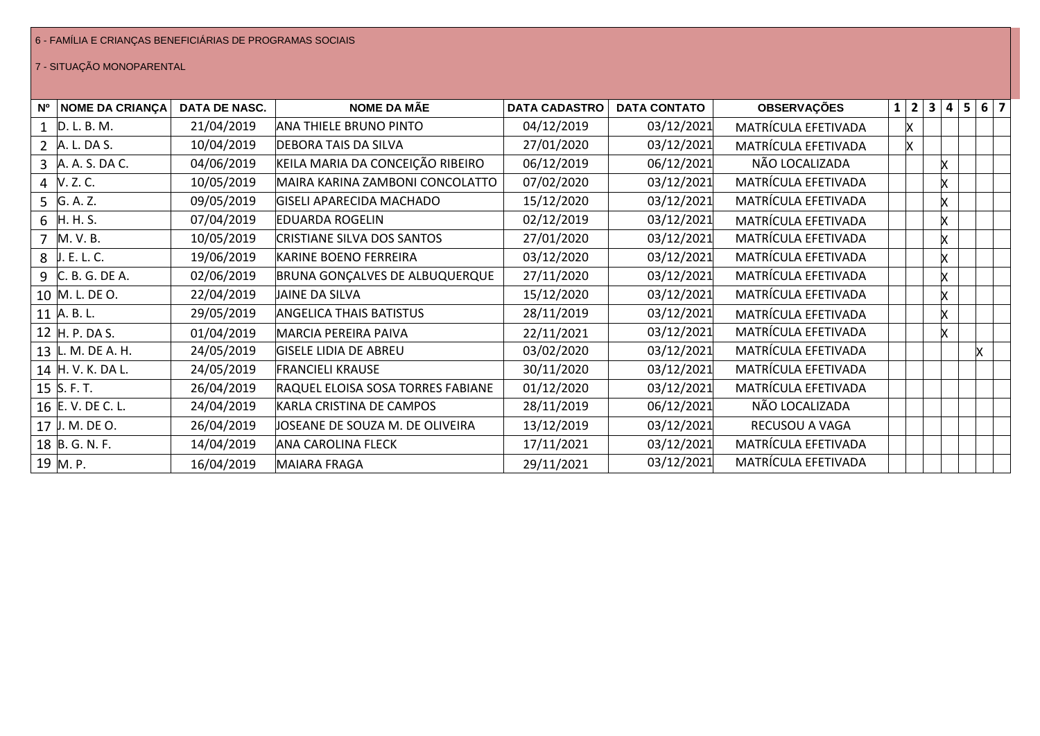6 - FAMÍLIA E CRIANÇAS BENEFICIÁRIAS DE PROGRAMAS SOCIAIS

7 - SITUAÇÃO MONOPARENTAL

| Nº | NOME DA CRIANÇA | DATA DE NASC. | NOME DA MÃE | DATA CADASTRO | DATA CONTATO | OBSERVAÇÕES | 1 | 2 | 3 | 4 | 5 | 6 | 7 |
|---|---|---|---|---|---|---|---|---|---|---|---|---|---|
| 1 | D. L. B. M. | 21/04/2019 | ANA THIELE BRUNO PINTO | 04/12/2019 | 03/12/2021 | MATRÍCULA EFETIVADA | | X | | | | | |
| 2 | A. L. DA S. | 10/04/2019 | DEBORA TAIS DA SILVA | 27/01/2020 | 03/12/2021 | MATRÍCULA EFETIVADA | | X | | | | | |
| 3 | A. A. S. DA C. | 04/06/2019 | KEILA MARIA DA CONCEIÇÃO RIBEIRO | 06/12/2019 | 06/12/2021 | NÃO LOCALIZADA | | | | X | | | |
| 4 | V. Z. C. | 10/05/2019 | MAIRA KARINA ZAMBONI CONCOLATTO | 07/02/2020 | 03/12/2021 | MATRÍCULA EFETIVADA | | | | X | | | |
| 5 | G. A. Z. | 09/05/2019 | GISELI APARECIDA MACHADO | 15/12/2020 | 03/12/2021 | MATRÍCULA EFETIVADA | | | | X | | | |
| 6 | H. H. S. | 07/04/2019 | EDUARDA ROGELIN | 02/12/2019 | 03/12/2021 | MATRÍCULA EFETIVADA | | | | X | | | |
| 7 | M. V. B. | 10/05/2019 | CRISTIANE SILVA DOS SANTOS | 27/01/2020 | 03/12/2021 | MATRÍCULA EFETIVADA | | | | X | | | |
| 8 | J. E. L. C. | 19/06/2019 | KARINE BOENO FERREIRA | 03/12/2020 | 03/12/2021 | MATRÍCULA EFETIVADA | | | | X | | | |
| 9 | C. B. G. DE A. | 02/06/2019 | BRUNA GONÇALVES DE ALBUQUERQUE | 27/11/2020 | 03/12/2021 | MATRÍCULA EFETIVADA | | | | X | | | |
| 10 | M. L. DE O. | 22/04/2019 | JAINE DA SILVA | 15/12/2020 | 03/12/2021 | MATRÍCULA EFETIVADA | | | | X | | | |
| 11 | A. B. L. | 29/05/2019 | ANGELICA THAIS BATISTUS | 28/11/2019 | 03/12/2021 | MATRÍCULA EFETIVADA | | | | X | | | |
| 12 | H. P. DA S. | 01/04/2019 | MARCIA PEREIRA PAIVA | 22/11/2021 | 03/12/2021 | MATRÍCULA EFETIVADA | | | | X | | | |
| 13 | L. M. DE A. H. | 24/05/2019 | GISELE LIDIA DE ABREU | 03/02/2020 | 03/12/2021 | MATRÍCULA EFETIVADA | | | | | | X | |
| 14 | H. V. K. DA L. | 24/05/2019 | FRANCIELI KRAUSE | 30/11/2020 | 03/12/2021 | MATRÍCULA EFETIVADA | | | | | | | |
| 15 | S. F. T. | 26/04/2019 | RAQUEL ELOISA SOSA TORRES FABIANE | 01/12/2020 | 03/12/2021 | MATRÍCULA EFETIVADA | | | | | | | |
| 16 | E. V. DE C. L. | 24/04/2019 | KARLA CRISTINA DE CAMPOS | 28/11/2019 | 06/12/2021 | NÃO LOCALIZADA | | | | | | | |
| 17 | J. M. DE O. | 26/04/2019 | JOSEANE DE SOUZA M. DE OLIVEIRA | 13/12/2019 | 03/12/2021 | RECUSOU A VAGA | | | | | | | |
| 18 | B. G. N. F. | 14/04/2019 | ANA CAROLINA FLECK | 17/11/2021 | 03/12/2021 | MATRÍCULA EFETIVADA | | | | | | | |
| 19 | M. P. | 16/04/2019 | MAIARA FRAGA | 29/11/2021 | 03/12/2021 | MATRÍCULA EFETIVADA | | | | | | | |